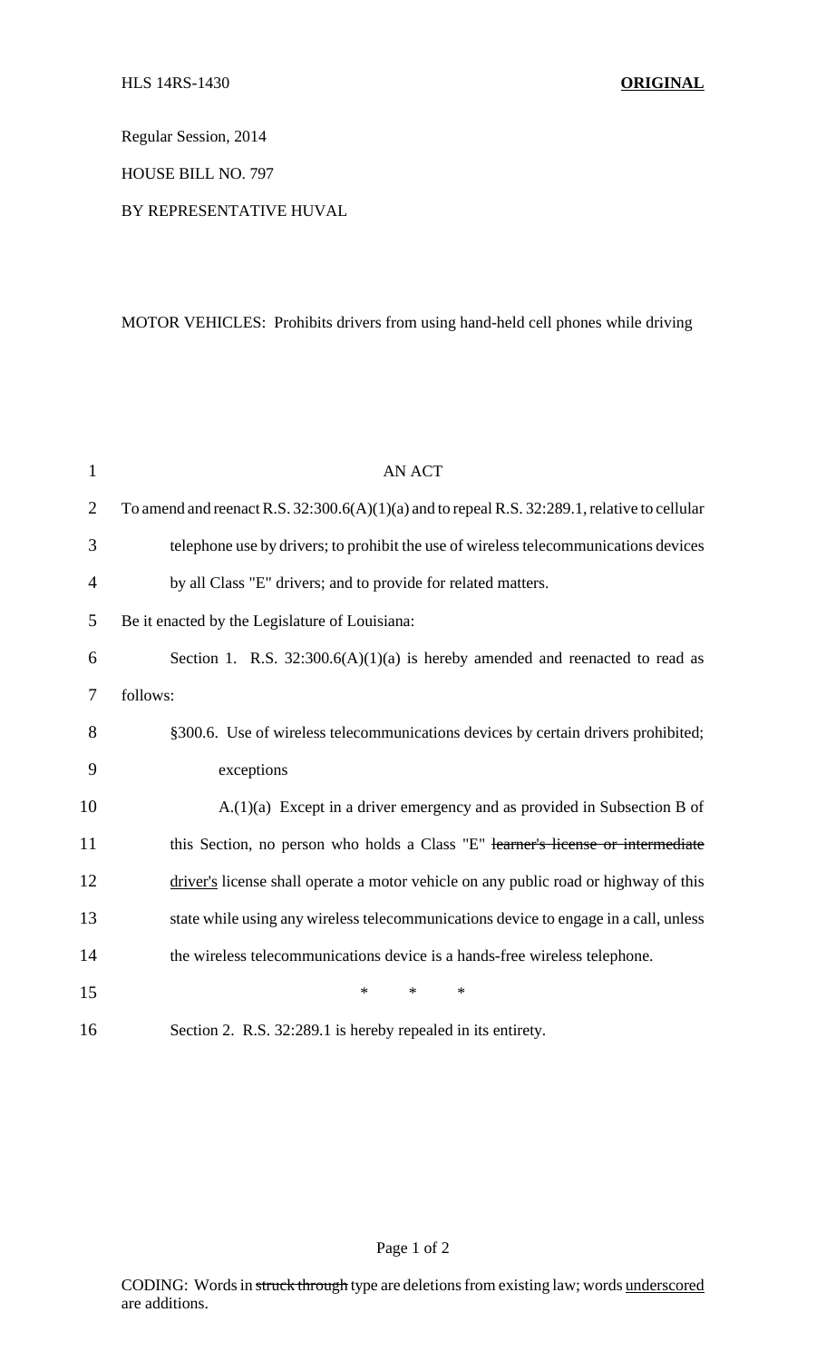HLS 14RS-1430 **ORIGINAL**

Regular Session, 2014

HOUSE BILL NO. 797

BY REPRESENTATIVE HUVAL

MOTOR VEHICLES: Prohibits drivers from using hand-held cell phones while driving

AN ACT

To amend and reenact R.S. 32:300.6(A)(1)(a) and to repeal R.S. 32:289.1, relative to cellular telephone use by drivers; to prohibit the use of wireless telecommunications devices by all Class "E" drivers; and to provide for related matters.

Be it enacted by the Legislature of Louisiana:

Section 1. R.S. 32:300.6(A)(1)(a) is hereby amended and reenacted to read as follows:

§300.6. Use of wireless telecommunications devices by certain drivers prohibited; exceptions

A.(1)(a) Except in a driver emergency and as provided in Subsection B of this Section, no person who holds a Class "E" ~~learner's license or intermediate~~ <u>driver's</u> license shall operate a motor vehicle on any public road or highway of this state while using any wireless telecommunications device to engage in a call, unless the wireless telecommunications device is a hands-free wireless telephone.

\* \* \*

Section 2. R.S. 32:289.1 is hereby repealed in its entirety.

CODING: Words in ~~struck through~~ type are deletions from existing law; words <u>underscored</u> are additions.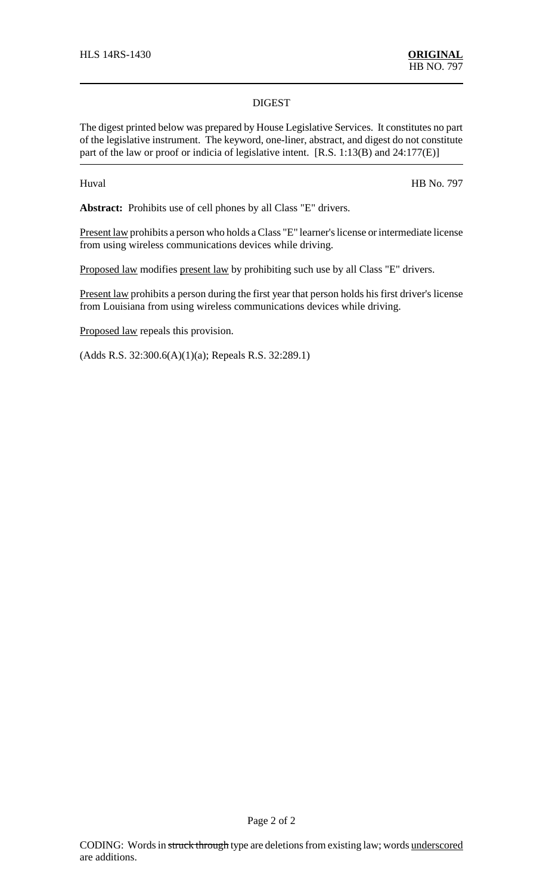# DIGEST

The digest printed below was prepared by House Legislative Services. It constitutes no part of the legislative instrument. The keyword, one-liner, abstract, and digest do not constitute part of the law or proof or indicia of legislative intent. [R.S. 1:13(B) and 24:177(E)]

Huval HB No. 797

**Abstract:** Prohibits use of cell phones by all Class "E" drivers.

Present law prohibits a person who holds a Class "E" learner's license or intermediate license from using wireless communications devices while driving.

Proposed law modifies present law by prohibiting such use by all Class "E" drivers.

Present law prohibits a person during the first year that person holds his first driver's license from Louisiana from using wireless communications devices while driving.

Proposed law repeals this provision.

(Adds R.S. 32:300.6(A)(1)(a); Repeals R.S. 32:289.1)

CODING: Words in ~~struck through~~ type are deletions from existing law; words underscored are additions.